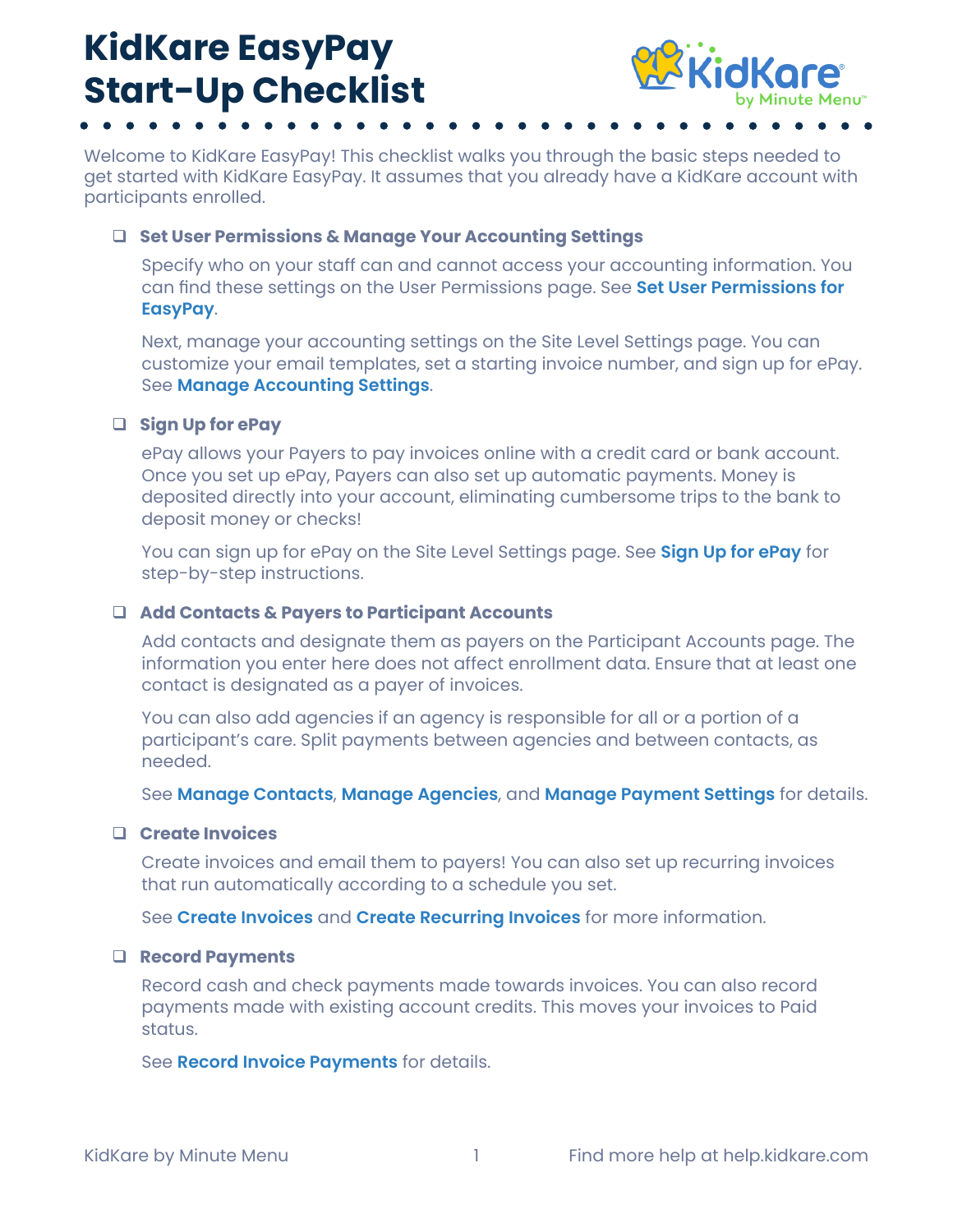# KidKare EasyPay Start-Up Checklist

Welcome to KidKare EasyPay! This checklist walks you through the basic steps needed to get started with KidKare EasyPay. It assumes that you already have a KidKare account with participants enrolled.

- ❑ **Set User Permissions & Manage Your Accounting Settings**

  Specify who on your staff can and cannot access your accounting information. You can find these settings on the User Permissions page. See **Set User Permissions for EasyPay**.

  Next, manage your accounting settings on the Site Level Settings page. You can customize your email templates, set a starting invoice number, and sign up for ePay. See **Manage Accounting Settings**.

- ❑ **Sign Up for ePay**

  ePay allows your Payers to pay invoices online with a credit card or bank account. Once you set up ePay, Payers can also set up automatic payments. Money is deposited directly into your account, eliminating cumbersome trips to the bank to deposit money or checks!

  You can sign up for ePay on the Site Level Settings page. See **Sign Up for ePay** for step-by-step instructions.

- ❑ **Add Contacts & Payers to Participant Accounts**

  Add contacts and designate them as payers on the Participant Accounts page. The information you enter here does not affect enrollment data. Ensure that at least one contact is designated as a payer of invoices.

  You can also add agencies if an agency is responsible for all or a portion of a participant's care. Split payments between agencies and between contacts, as needed.

  See **Manage Contacts**, **Manage Agencies**, and **Manage Payment Settings** for details.

- ❑ **Create Invoices**

  Create invoices and email them to payers! You can also set up recurring invoices that run automatically according to a schedule you set.

  See **Create Invoices** and **Create Recurring Invoices** for more information.

- ❑ **Record Payments**

  Record cash and check payments made towards invoices. You can also record payments made with existing account credits. This moves your invoices to Paid status.

  See **Record Invoice Payments** for details.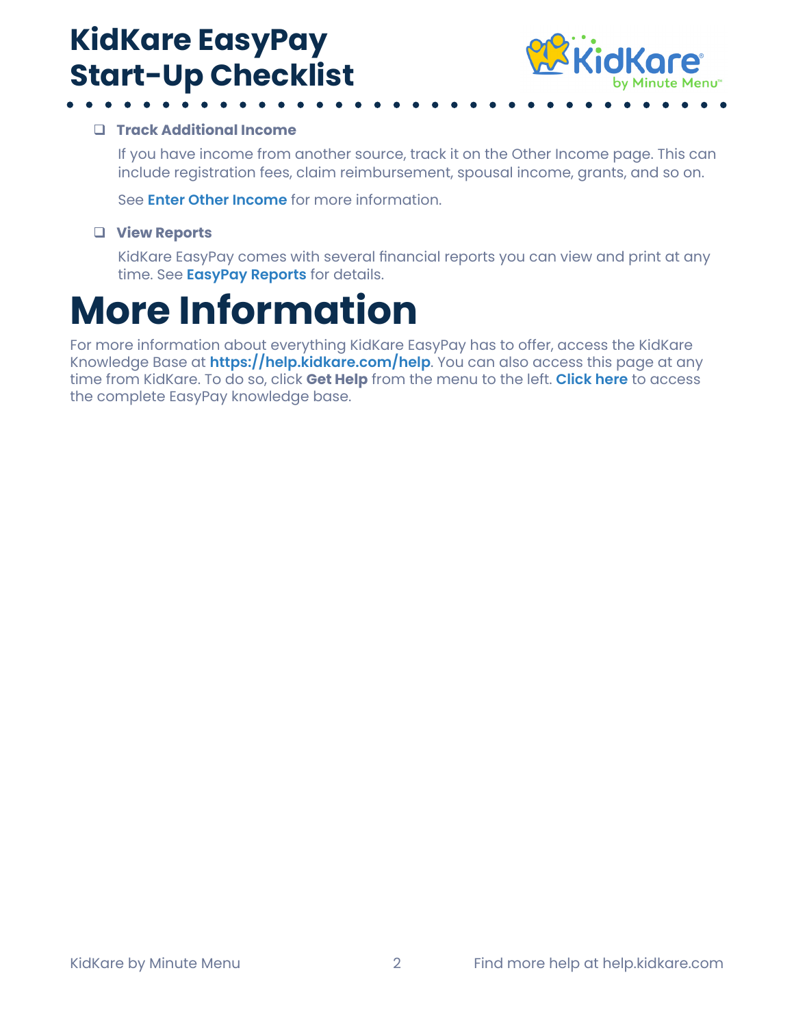- [ ] **Track Additional Income**

  If you have income from another source, track it on the Other Income page. This can include registration fees, claim reimbursement, spousal income, grants, and so on.

  See **Enter Other Income** for more information.

- [ ] **View Reports**

  KidKare EasyPay comes with several financial reports you can view and print at any time. See **EasyPay Reports** for details.

# More Information

For more information about everything KidKare EasyPay has to offer, access the KidKare Knowledge Base at **https://help.kidkare.com/help**. You can also access this page at any time from KidKare. To do so, click **Get Help** from the menu to the left. **Click here** to access the complete EasyPay knowledge base.